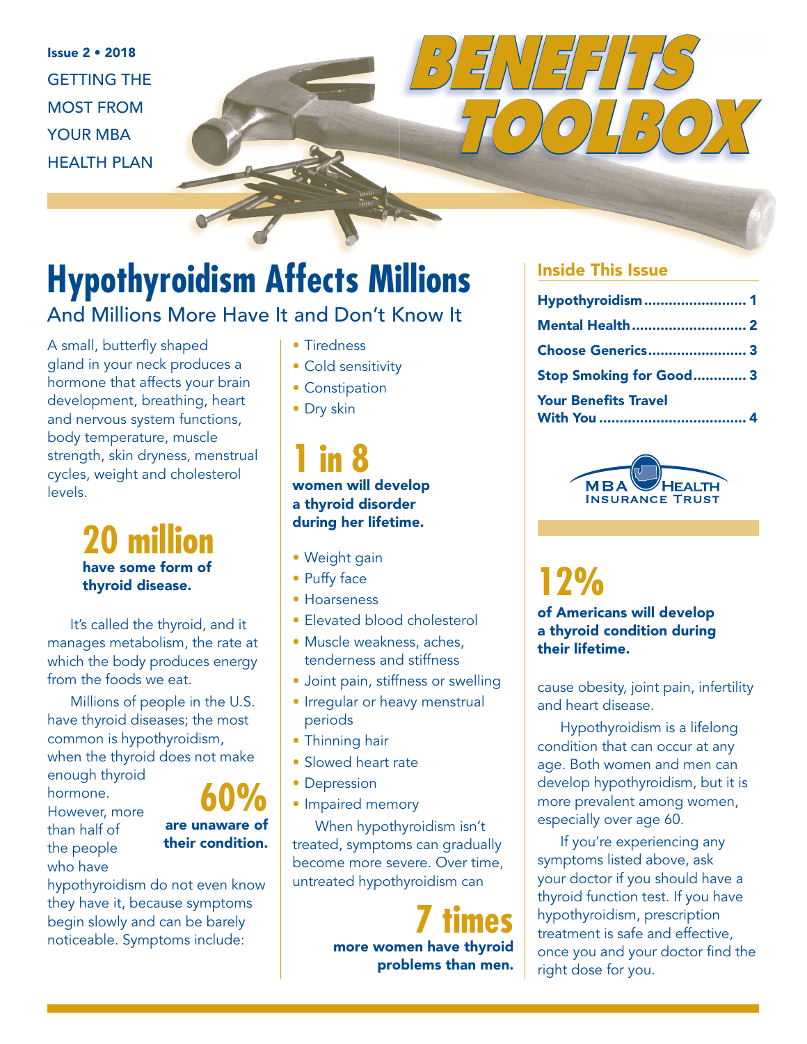Issue 2 • 2018

GETTING THE MOST FROM YOUR MBA HEALTH PLAN

# BENEFITS TOOLBOX

## Hypothyroidism Affects Millions

### And Millions More Have It and Don't Know It

A small, butterfly shaped gland in your neck produces a hormone that affects your brain development, breathing, heart and nervous system functions, body temperature, muscle strength, skin dryness, menstrual cycles, weight and cholesterol levels.

**20 million**
**have some form of thyroid disease.**

It's called the thyroid, and it manages metabolism, the rate at which the body produces energy from the foods we eat.

Millions of people in the U.S. have thyroid diseases; the most common is hypothyroidism, when the thyroid does not make enough thyroid hormone. However, more than half of the people who have hypothyroidism do not even know they have it, because symptoms begin slowly and can be barely noticeable. Symptoms include:

**60%**
**are unaware of their condition.**

- Tiredness
- Cold sensitivity
- Constipation
- Dry skin

**1 in 8**
**women will develop a thyroid disorder during her lifetime.**

- Weight gain
- Puffy face
- Hoarseness
- Elevated blood cholesterol
- Muscle weakness, aches, tenderness and stiffness
- Joint pain, stiffness or swelling
- Irregular or heavy menstrual periods
- Thinning hair
- Slowed heart rate
- Depression
- Impaired memory

When hypothyroidism isn't treated, symptoms can gradually become more severe. Over time, untreated hypothyroidism can cause obesity, joint pain, infertility and heart disease.

**7 times**
**more women have thyroid problems than men.**

**12%**
**of Americans will develop a thyroid condition during their lifetime.**

Hypothyroidism is a lifelong condition that can occur at any age. Both women and men can develop hypothyroidism, but it is more prevalent among women, especially over age 60.

If you're experiencing any symptoms listed above, ask your doctor if you should have a thyroid function test. If you have hypothyroidism, prescription treatment is safe and effective, once you and your doctor find the right dose for you.

### Inside This Issue

- **Hypothyroidism** ........................ 1
- **Mental Health** ........................... 2
- **Choose Generics** ....................... 3
- **Stop Smoking for Good** ............ 3
- **Your Benefits Travel With You** .................................... 4

MBA HEALTH INSURANCE TRUST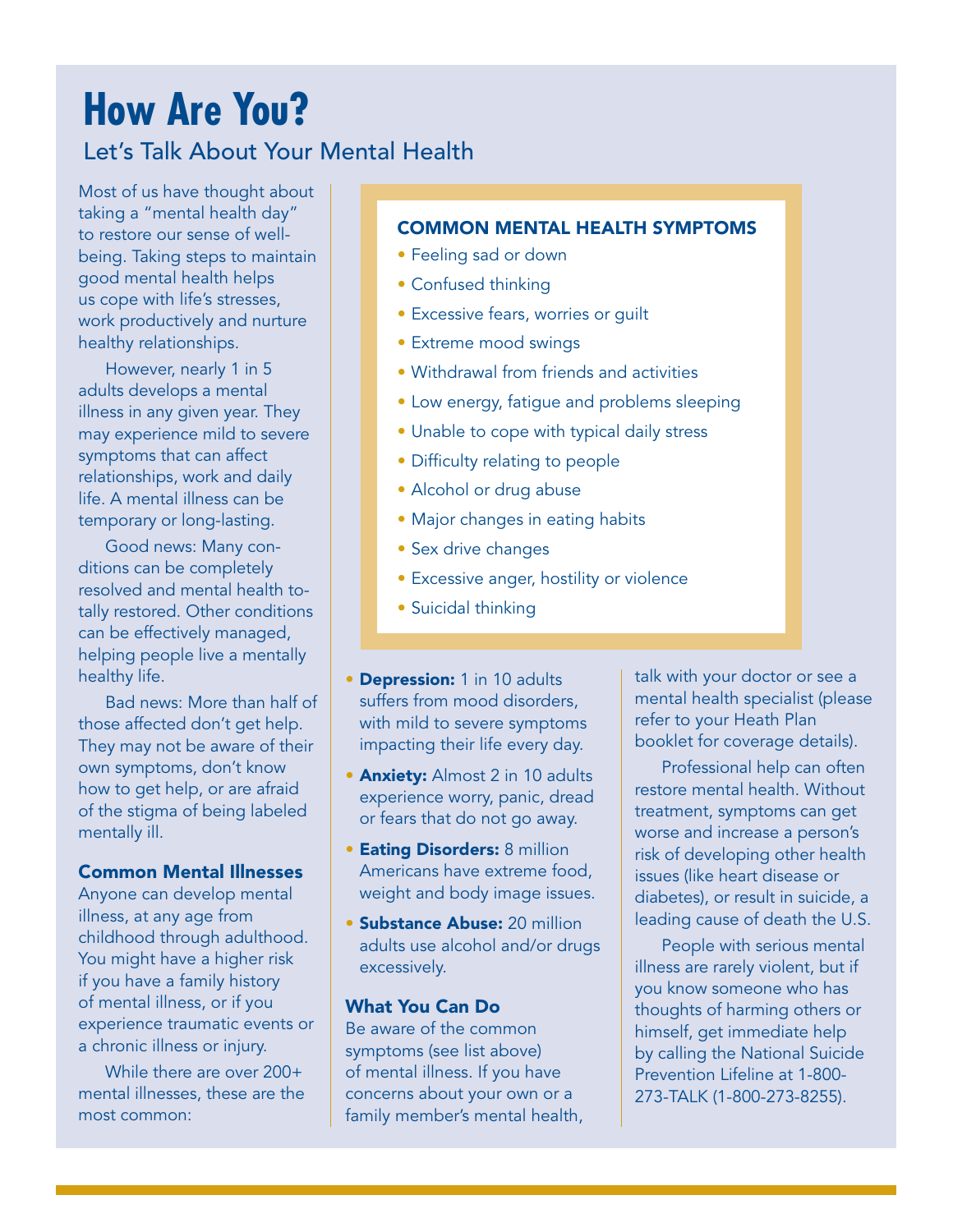# How Are You?

## Let's Talk About Your Mental Health

Most of us have thought about taking a "mental health day" to restore our sense of well-being. Taking steps to maintain good mental health helps us cope with life's stresses, work productively and nurture healthy relationships.

However, nearly 1 in 5 adults develops a mental illness in any given year. They may experience mild to severe symptoms that can affect relationships, work and daily life. A mental illness can be temporary or long-lasting.

Good news: Many conditions can be completely resolved and mental health totally restored. Other conditions can be effectively managed, helping people live a mentally healthy life.

Bad news: More than half of those affected don't get help. They may not be aware of their own symptoms, don't know how to get help, or are afraid of the stigma of being labeled mentally ill.

### COMMON MENTAL HEALTH SYMPTOMS

- Feeling sad or down
- Confused thinking
- Excessive fears, worries or guilt
- Extreme mood swings
- Withdrawal from friends and activities
- Low energy, fatigue and problems sleeping
- Unable to cope with typical daily stress
- Difficulty relating to people
- Alcohol or drug abuse
- Major changes in eating habits
- Sex drive changes
- Excessive anger, hostility or violence
- Suicidal thinking

### Common Mental Illnesses

Anyone can develop mental illness, at any age from childhood through adulthood. You might have a higher risk if you have a family history of mental illness, or if you experience traumatic events or a chronic illness or injury.

While there are over 200+ mental illnesses, these are the most common:

- **Depression:** 1 in 10 adults suffers from mood disorders, with mild to severe symptoms impacting their life every day.
- **Anxiety:** Almost 2 in 10 adults experience worry, panic, dread or fears that do not go away.
- **Eating Disorders:** 8 million Americans have extreme food, weight and body image issues.
- **Substance Abuse:** 20 million adults use alcohol and/or drugs excessively.

### What You Can Do

Be aware of the common symptoms (see list above) of mental illness. If you have concerns about your own or a family member's mental health, talk with your doctor or see a mental health specialist (please refer to your Heath Plan booklet for coverage details).

Professional help can often restore mental health. Without treatment, symptoms can get worse and increase a person's risk of developing other health issues (like heart disease or diabetes), or result in suicide, a leading cause of death the U.S.

People with serious mental illness are rarely violent, but if you know someone who has thoughts of harming others or himself, get immediate help by calling the National Suicide Prevention Lifeline at 1-800-273-TALK (1-800-273-8255).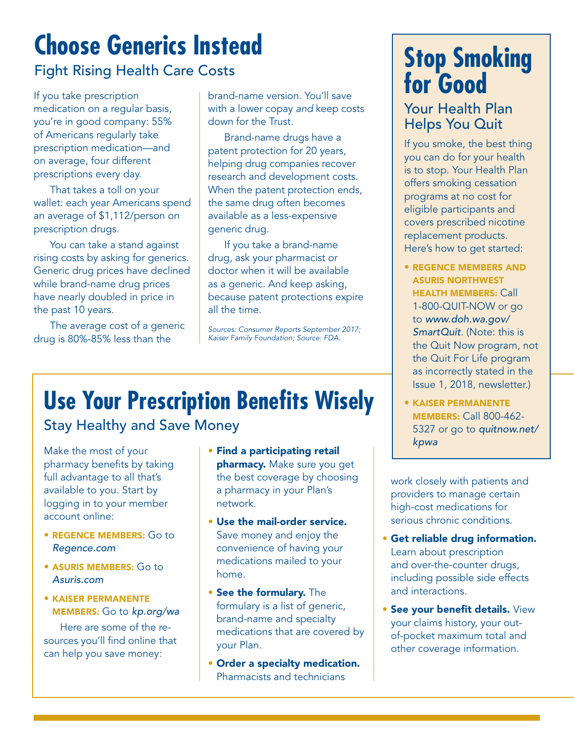# Choose Generics Instead

## Fight Rising Health Care Costs

If you take prescription medication on a regular basis, you're in good company: 55% of Americans regularly take prescription medication—and on average, four different prescriptions every day.

That takes a toll on your wallet: each year Americans spend an average of $1,112/person on prescription drugs.

You can take a stand against rising costs by asking for generics. Generic drug prices have declined while brand-name drug prices have nearly doubled in price in the past 10 years.

The average cost of a generic drug is 80%-85% less than the brand-name version. You'll save with a lower copay *and* keep costs down for the Trust.

Brand-name drugs have a patent protection for 20 years, helping drug companies recover research and development costs. When the patent protection ends, the same drug often becomes available as a less-expensive generic drug.

If you take a brand-name drug, ask your pharmacist or doctor when it will be available as a generic. And keep asking, because patent protections expire all the time.

*Sources: Consumer Reports September 2017; Kaiser Family Foundation; Source: FDA.*

# Stop Smoking for Good

## Your Health Plan Helps You Quit

If you smoke, the best thing you can do for your health is to stop. Your Health Plan offers smoking cessation programs at no cost for eligible participants and covers prescribed nicotine replacement products. Here's how to get started:

- **REGENCE MEMBERS AND ASURIS NORTHWEST HEALTH MEMBERS:** Call 1-800-QUIT-NOW or go to *www.doh.wa.gov/SmartQuit*. (Note: this is the Quit Now program, not the Quit For Life program as incorrectly stated in the Issue 1, 2018, newsletter.)
- **KAISER PERMANENTE MEMBERS:** Call 800-462-5327 or go to *quitnow.net/kpwa*

# Use Your Prescription Benefits Wisely

## Stay Healthy and Save Money

Make the most of your pharmacy benefits by taking full advantage to all that's available to you. Start by logging in to your member account online:

- **REGENCE MEMBERS:** Go to *Regence.com*
- **ASURIS MEMBERS:** Go to *Asuris.com*
- **KAISER PERMANENTE MEMBERS:** Go to *kp.org/wa*

Here are some of the resources you'll find online that can help you save money:

- **Find a participating retail pharmacy.** Make sure you get the best coverage by choosing a pharmacy in your Plan's network.
- **Use the mail-order service.** Save money and enjoy the convenience of having your medications mailed to your home.
- **See the formulary.** The formulary is a list of generic, brand-name and specialty medications that are covered by your Plan.
- **Order a specialty medication.** Pharmacists and technicians work closely with patients and providers to manage certain high-cost medications for serious chronic conditions.
- **Get reliable drug information.** Learn about prescription and over-the-counter drugs, including possible side effects and interactions.
- **See your benefit details.** View your claims history, your out-of-pocket maximum total and other coverage information.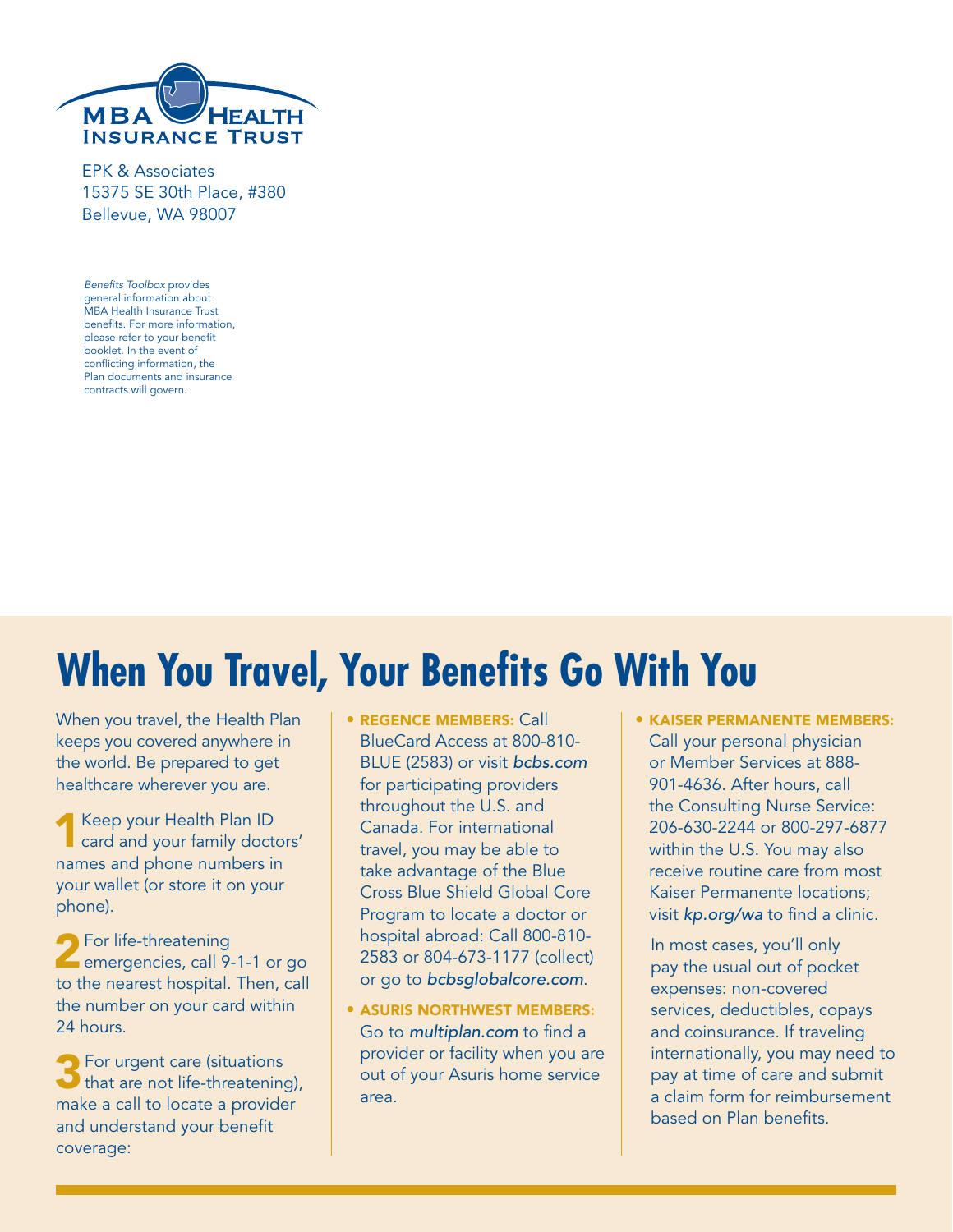MBA Health Insurance Trust

EPK & Associates
15375 SE 30th Place, #380
Bellevue, WA 98007

*Benefits Toolbox* provides general information about MBA Health Insurance Trust benefits. For more information, please refer to your benefit booklet. In the event of conflicting information, the Plan documents and insurance contracts will govern.

# When You Travel, Your Benefits Go With You

When you travel, the Health Plan keeps you covered anywhere in the world. Be prepared to get healthcare wherever you are.

**1** Keep your Health Plan ID card and your family doctors' names and phone numbers in your wallet (or store it on your phone).

**2** For life-threatening emergencies, call 9-1-1 or go to the nearest hospital. Then, call the number on your card within 24 hours.

**3** For urgent care (situations that are not life-threatening), make a call to locate a provider and understand your benefit coverage:

- **REGENCE MEMBERS:** Call BlueCard Access at 800-810-BLUE (2583) or visit *bcbs.com* for participating providers throughout the U.S. and Canada. For international travel, you may be able to take advantage of the Blue Cross Blue Shield Global Core Program to locate a doctor or hospital abroad: Call 800-810-2583 or 804-673-1177 (collect) or go to *bcbsglobalcore.com*.
- **ASURIS NORTHWEST MEMBERS:** Go to *multiplan.com* to find a provider or facility when you are out of your Asuris home service area.
- **KAISER PERMANENTE MEMBERS:** Call your personal physician or Member Services at 888-901-4636. After hours, call the Consulting Nurse Service: 206-630-2244 or 800-297-6877 within the U.S. You may also receive routine care from most Kaiser Permanente locations; visit *kp.org/wa* to find a clinic.

In most cases, you'll only pay the usual out of pocket expenses: non-covered services, deductibles, copays and coinsurance. If traveling internationally, you may need to pay at time of care and submit a claim form for reimbursement based on Plan benefits.